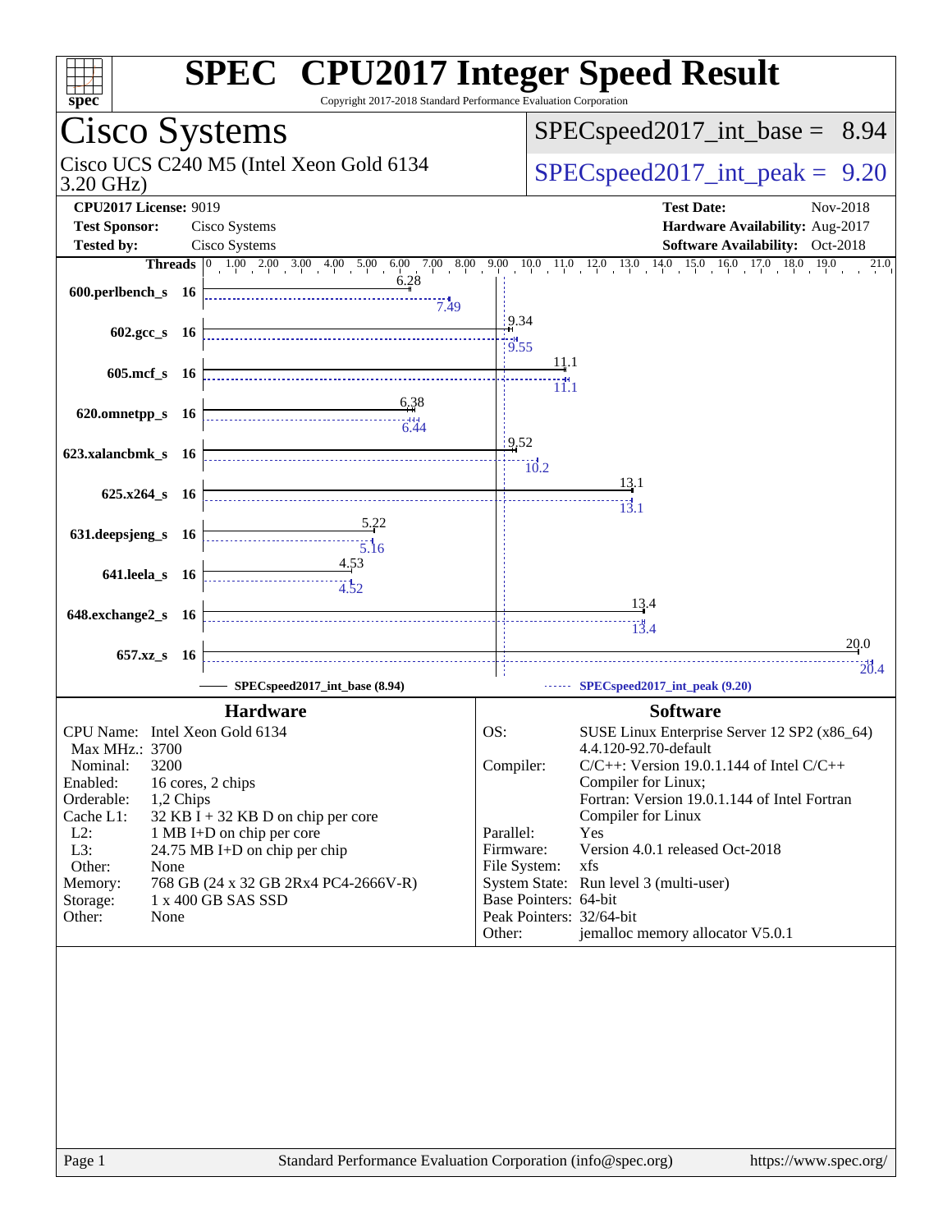# SPEC CPU2017 Integer Speed Result

Copyright 2017-2018 Standard Performance Evaluation Corporation

## Cisco Systems

Cisco UCS C240 M5 (Intel Xeon Gold 6134 3.20 GHz)

SPECspeed2017_int_base = 8.94

SPECspeed2017_int_peak = 9.20

**CPU2017 License:** 9019
**Test Sponsor:** Cisco Systems
**Tested by:** Cisco Systems

**Test Date:** Nov-2018
**Hardware Availability:** Aug-2017
**Software Availability:** Oct-2018

| Benchmark | Threads | Base | Peak |
|---|---|---|---|
| 600.perlbench_s | 16 | 6.28 | 7.49 |
| 602.gcc_s | 16 | 9.34 | 9.55 |
| 605.mcf_s | 16 | 11.1 | 11.1 |
| 620.omnetpp_s | 16 | 6.38 | 6.44 |
| 623.xalancbmk_s | 16 | 9.52 | 10.2 |
| 625.x264_s | 16 | 13.1 | 13.1 |
| 631.deepsjeng_s | 16 | 5.22 | 5.16 |
| 641.leela_s | 16 | 4.53 | 4.52 |
| 648.exchange2_s | 16 | 13.4 | 13.4 |
| 657.xz_s | 16 | 20.0 | 20.4 |

SPECspeed2017_int_base (8.94) — SPECspeed2017_int_peak (9.20)

### Hardware

| | |
|---|---|
| CPU Name: | Intel Xeon Gold 6134 |
| Max MHz.: | 3700 |
| Nominal: | 3200 |
| Enabled: | 16 cores, 2 chips |
| Orderable: | 1,2 Chips |
| Cache L1: | 32 KB I + 32 KB D on chip per core |
| L2: | 1 MB I+D on chip per core |
| L3: | 24.75 MB I+D on chip per chip |
| Other: | None |
| Memory: | 768 GB (24 x 32 GB 2Rx4 PC4-2666V-R) |
| Storage: | 1 x 400 GB SAS SSD |
| Other: | None |

### Software

| | |
|---|---|
| OS: | SUSE Linux Enterprise Server 12 SP2 (x86_64) 4.4.120-92.70-default |
| Compiler: | C/C++: Version 19.0.1.144 of Intel C/C++ Compiler for Linux; Fortran: Version 19.0.1.144 of Intel Fortran Compiler for Linux |
| Parallel: | Yes |
| Firmware: | Version 4.0.1 released Oct-2018 |
| File System: | xfs |
| System State: | Run level 3 (multi-user) |
| Base Pointers: | 64-bit |
| Peak Pointers: | 32/64-bit |
| Other: | jemalloc memory allocator V5.0.1 |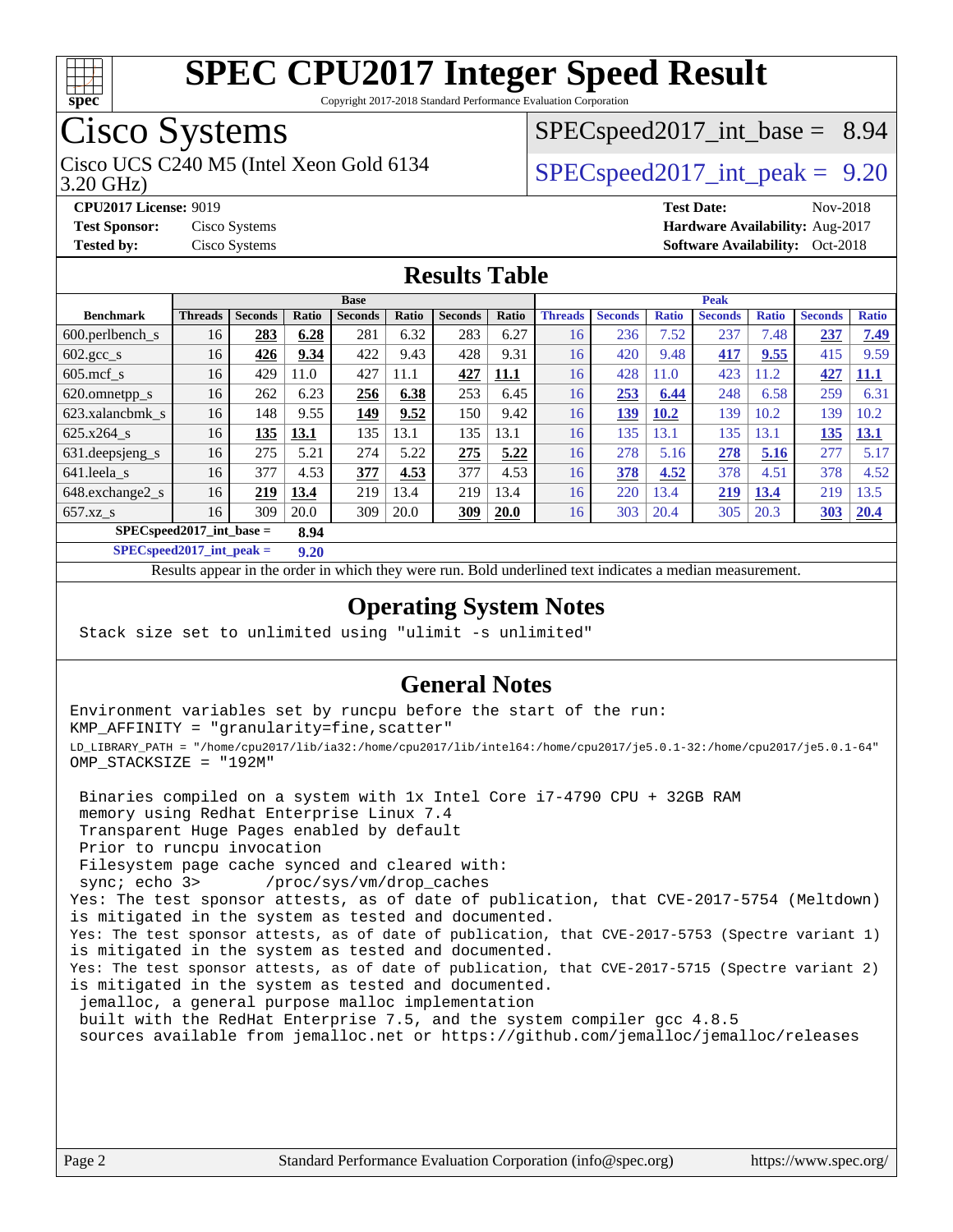# SPEC CPU2017 Integer Speed Result

Copyright 2017-2018 Standard Performance Evaluation Corporation

## Cisco Systems

Cisco UCS C240 M5 (Intel Xeon Gold 6134 3.20 GHz)

SPECspeed2017_int_base = 8.94

SPECspeed2017_int_peak = 9.20

**CPU2017 License:** 9019
**Test Sponsor:** Cisco Systems
**Tested by:** Cisco Systems

**Test Date:** Nov-2018
**Hardware Availability:** Aug-2017
**Software Availability:** Oct-2018

## Results Table

| Benchmark | Base | | | | | | | Peak | | | | | | |
|---|---|---|---|---|---|---|---|---|---|---|---|---|---|---|
| | Threads | Seconds | Ratio | Seconds | Ratio | Seconds | Ratio | Threads | Seconds | Ratio | Seconds | Ratio | Seconds | Ratio |
| 600.perlbench_s | 16 | **283** | **6.28** | 281 | 6.32 | 283 | 6.27 | 16 | 236 | 7.52 | 237 | 7.48 | **237** | **7.49** |
| 602.gcc_s | 16 | **426** | **9.34** | 422 | 9.43 | 428 | 9.31 | 16 | 420 | 9.48 | **417** | **9.55** | 415 | 9.59 |
| 605.mcf_s | 16 | 429 | 11.0 | 427 | 11.1 | **427** | **11.1** | 16 | 428 | 11.0 | 423 | 11.2 | **427** | **11.1** |
| 620.omnetpp_s | 16 | 262 | 6.23 | **256** | **6.38** | 253 | 6.45 | 16 | **253** | **6.44** | 248 | 6.58 | 259 | 6.31 |
| 623.xalancbmk_s | 16 | 148 | 9.55 | **149** | **9.52** | 150 | 9.42 | 16 | **139** | **10.2** | 139 | 10.2 | 139 | 10.2 |
| 625.x264_s | 16 | **135** | **13.1** | 135 | 13.1 | 135 | 13.1 | 16 | 135 | 13.1 | 135 | 13.1 | **135** | **13.1** |
| 631.deepsjeng_s | 16 | 275 | 5.21 | 274 | 5.22 | **275** | **5.22** | 16 | 278 | 5.16 | **278** | **5.16** | 277 | 5.17 |
| 641.leela_s | 16 | 377 | 4.53 | **377** | **4.53** | 377 | 4.53 | 16 | **378** | **4.52** | 378 | 4.51 | 378 | 4.52 |
| 648.exchange2_s | 16 | **219** | **13.4** | 219 | 13.4 | 219 | 13.4 | 16 | 220 | 13.4 | **219** | **13.4** | 219 | 13.5 |
| 657.xz_s | 16 | 309 | 20.0 | 309 | 20.0 | **309** | **20.0** | 16 | 303 | 20.4 | 305 | 20.3 | **303** | **20.4** |

**SPECspeed2017_int_base = 8.94**

**SPECspeed2017_int_peak = 9.20**

Results appear in the order in which they were run. Bold underlined text indicates a median measurement.

## Operating System Notes

```
Stack size set to unlimited using "ulimit -s unlimited"
```

## General Notes

```
Environment variables set by runcpu before the start of the run:
KMP_AFFINITY = "granularity=fine,scatter"
LD_LIBRARY_PATH = "/home/cpu2017/lib/ia32:/home/cpu2017/lib/intel64:/home/cpu2017/je5.0.1-32:/home/cpu2017/je5.0.1-64"
OMP_STACKSIZE = "192M"

 Binaries compiled on a system with 1x Intel Core i7-4790 CPU + 32GB RAM
 memory using Redhat Enterprise Linux 7.4
 Transparent Huge Pages enabled by default
 Prior to runcpu invocation
 Filesystem page cache synced and cleared with:
 sync; echo 3>       /proc/sys/vm/drop_caches
Yes: The test sponsor attests, as of date of publication, that CVE-2017-5754 (Meltdown)
is mitigated in the system as tested and documented.
Yes: The test sponsor attests, as of date of publication, that CVE-2017-5753 (Spectre variant 1)
is mitigated in the system as tested and documented.
Yes: The test sponsor attests, as of date of publication, that CVE-2017-5715 (Spectre variant 2)
is mitigated in the system as tested and documented.
 jemalloc, a general purpose malloc implementation
 built with the RedHat Enterprise 7.5, and the system compiler gcc 4.8.5
 sources available from jemalloc.net or https://github.com/jemalloc/jemalloc/releases
```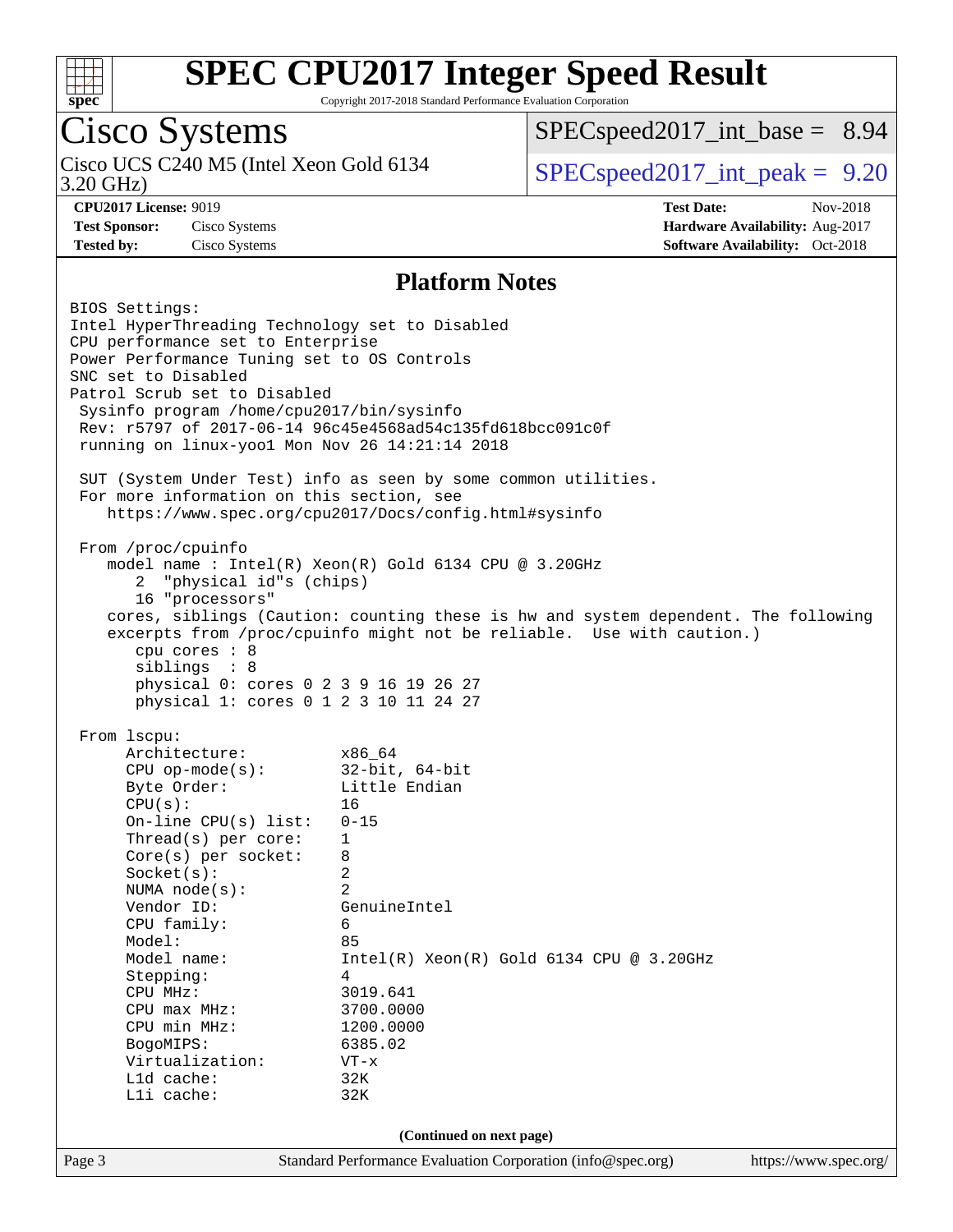# SPEC CPU2017 Integer Speed Result

Copyright 2017-2018 Standard Performance Evaluation Corporation

## Cisco Systems

Cisco UCS C240 M5 (Intel Xeon Gold 6134 3.20 GHz)

SPECspeed2017_int_base = 8.94

SPECspeed2017_int_peak = 9.20

**CPU2017 License:** 9019
**Test Sponsor:** Cisco Systems
**Tested by:** Cisco Systems

**Test Date:** Nov-2018
**Hardware Availability:** Aug-2017
**Software Availability:** Oct-2018

### Platform Notes

```
BIOS Settings:
Intel HyperThreading Technology set to Disabled
CPU performance set to Enterprise
Power Performance Tuning set to OS Controls
SNC set to Disabled
Patrol Scrub set to Disabled
 Sysinfo program /home/cpu2017/bin/sysinfo
 Rev: r5797 of 2017-06-14 96c45e4568ad54c135fd618bcc091c0f
 running on linux-yoo1 Mon Nov 26 14:21:14 2018

 SUT (System Under Test) info as seen by some common utilities.
 For more information on this section, see
    https://www.spec.org/cpu2017/Docs/config.html#sysinfo

 From /proc/cpuinfo
    model name : Intel(R) Xeon(R) Gold 6134 CPU @ 3.20GHz
       2  "physical id"s (chips)
       16 "processors"
    cores, siblings (Caution: counting these is hw and system dependent. The following
    excerpts from /proc/cpuinfo might not be reliable.  Use with caution.)
       cpu cores : 8
       siblings  : 8
       physical 0: cores 0 2 3 9 16 19 26 27
       physical 1: cores 0 1 2 3 10 11 24 27

 From lscpu:
      Architecture:          x86_64
      CPU op-mode(s):        32-bit, 64-bit
      Byte Order:            Little Endian
      CPU(s):                16
      On-line CPU(s) list:   0-15
      Thread(s) per core:    1
      Core(s) per socket:    8
      Socket(s):             2
      NUMA node(s):          2
      Vendor ID:             GenuineIntel
      CPU family:            6
      Model:                 85
      Model name:            Intel(R) Xeon(R) Gold 6134 CPU @ 3.20GHz
      Stepping:              4
      CPU MHz:               3019.641
      CPU max MHz:           3700.0000
      CPU min MHz:           1200.0000
      BogoMIPS:              6385.02
      Virtualization:        VT-x
      L1d cache:             32K
      L1i cache:             32K
```

**(Continued on next page)**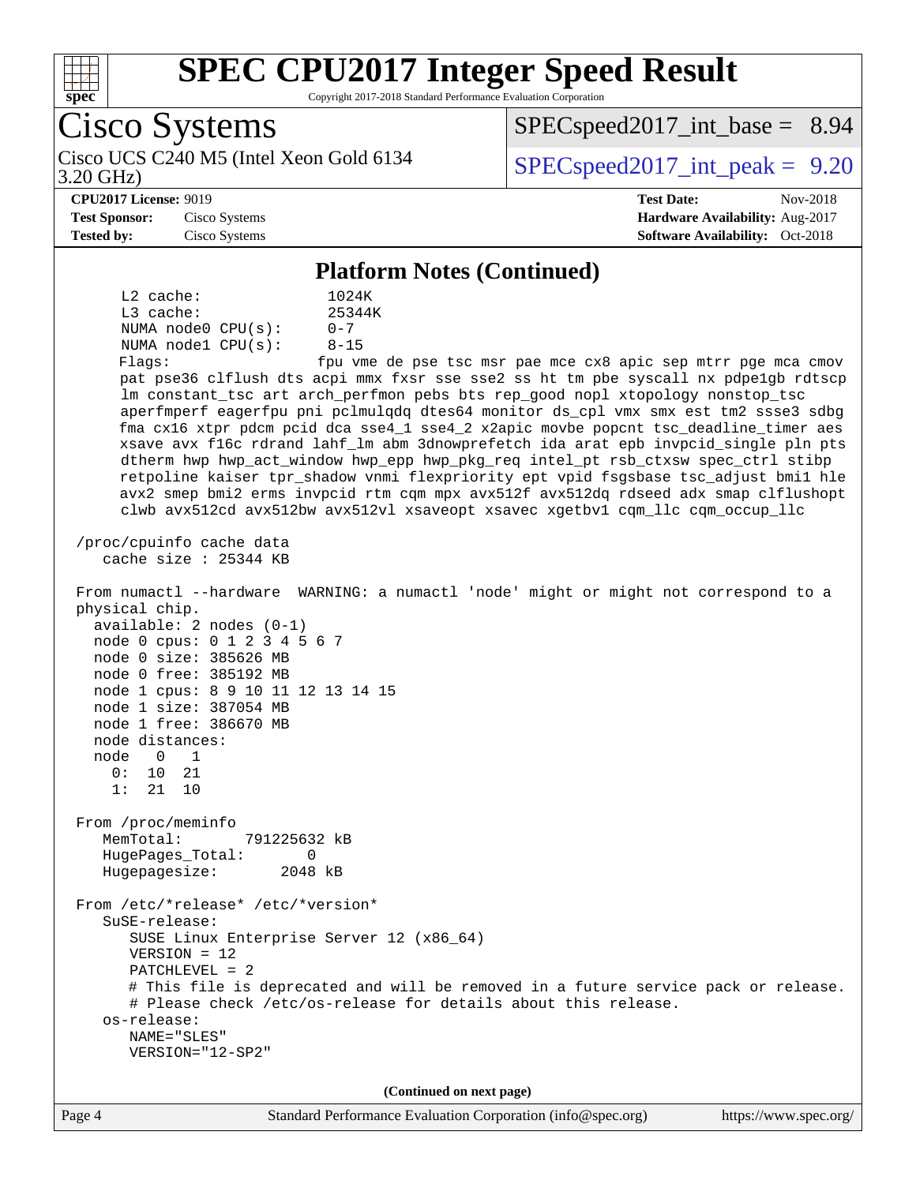# SPEC CPU2017 Integer Speed Result

Copyright 2017-2018 Standard Performance Evaluation Corporation

## Cisco Systems

Cisco UCS C240 M5 (Intel Xeon Gold 6134 3.20 GHz)

SPECspeed2017_int_base = 8.94

SPECspeed2017_int_peak = 9.20

**CPU2017 License:** 9019
**Test Sponsor:** Cisco Systems
**Tested by:** Cisco Systems

**Test Date:** Nov-2018
**Hardware Availability:** Aug-2017
**Software Availability:** Oct-2018

### Platform Notes (Continued)

```
     L2 cache:              1024K
     L3 cache:              25344K
     NUMA node0 CPU(s):     0-7
     NUMA node1 CPU(s):     8-15
     Flags:                 fpu vme de pse tsc msr pae mce cx8 apic sep mtrr pge mca cmov
     pat pse36 clflush dts acpi mmx fxsr sse sse2 ss ht tm pbe syscall nx pdpe1gb rdtscp
     lm constant_tsc art arch_perfmon pebs bts rep_good nopl xtopology nonstop_tsc
     aperfmperf eagerfpu pni pclmulqdq dtes64 monitor ds_cpl vmx smx est tm2 ssse3 sdbg
     fma cx16 xtpr pdcm pcid dca sse4_1 sse4_2 x2apic movbe popcnt tsc_deadline_timer aes
     xsave avx f16c rdrand lahf_lm abm 3dnowprefetch ida arat epb invpcid_single pln pts
     dtherm hwp hwp_act_window hwp_epp hwp_pkg_req intel_pt rsb_ctxsw spec_ctrl stibp
     retpoline kaiser tpr_shadow vnmi flexpriority ept vpid fsgsbase tsc_adjust bmi1 hle
     avx2 smep bmi2 erms invpcid rtm cqm mpx avx512f avx512dq rdseed adx smap clflushopt
     clwb avx512cd avx512bw avx512vl xsaveopt xsavec xgetbv1 cqm_llc cqm_occup_llc

 /proc/cpuinfo cache data
    cache size : 25344 KB

 From numactl --hardware  WARNING: a numactl 'node' might or might not correspond to a
 physical chip.
   available: 2 nodes (0-1)
   node 0 cpus: 0 1 2 3 4 5 6 7
   node 0 size: 385626 MB
   node 0 free: 385192 MB
   node 1 cpus: 8 9 10 11 12 13 14 15
   node 1 size: 387054 MB
   node 1 free: 386670 MB
   node distances:
   node   0   1
     0:  10  21
     1:  21  10

 From /proc/meminfo
    MemTotal:       791225632 kB
    HugePages_Total:       0
    Hugepagesize:       2048 kB

 From /etc/*release* /etc/*version*
    SuSE-release:
       SUSE Linux Enterprise Server 12 (x86_64)
       VERSION = 12
       PATCHLEVEL = 2
       # This file is deprecated and will be removed in a future service pack or release.
       # Please check /etc/os-release for details about this release.
    os-release:
       NAME="SLES"
       VERSION="12-SP2"
```

**(Continued on next page)**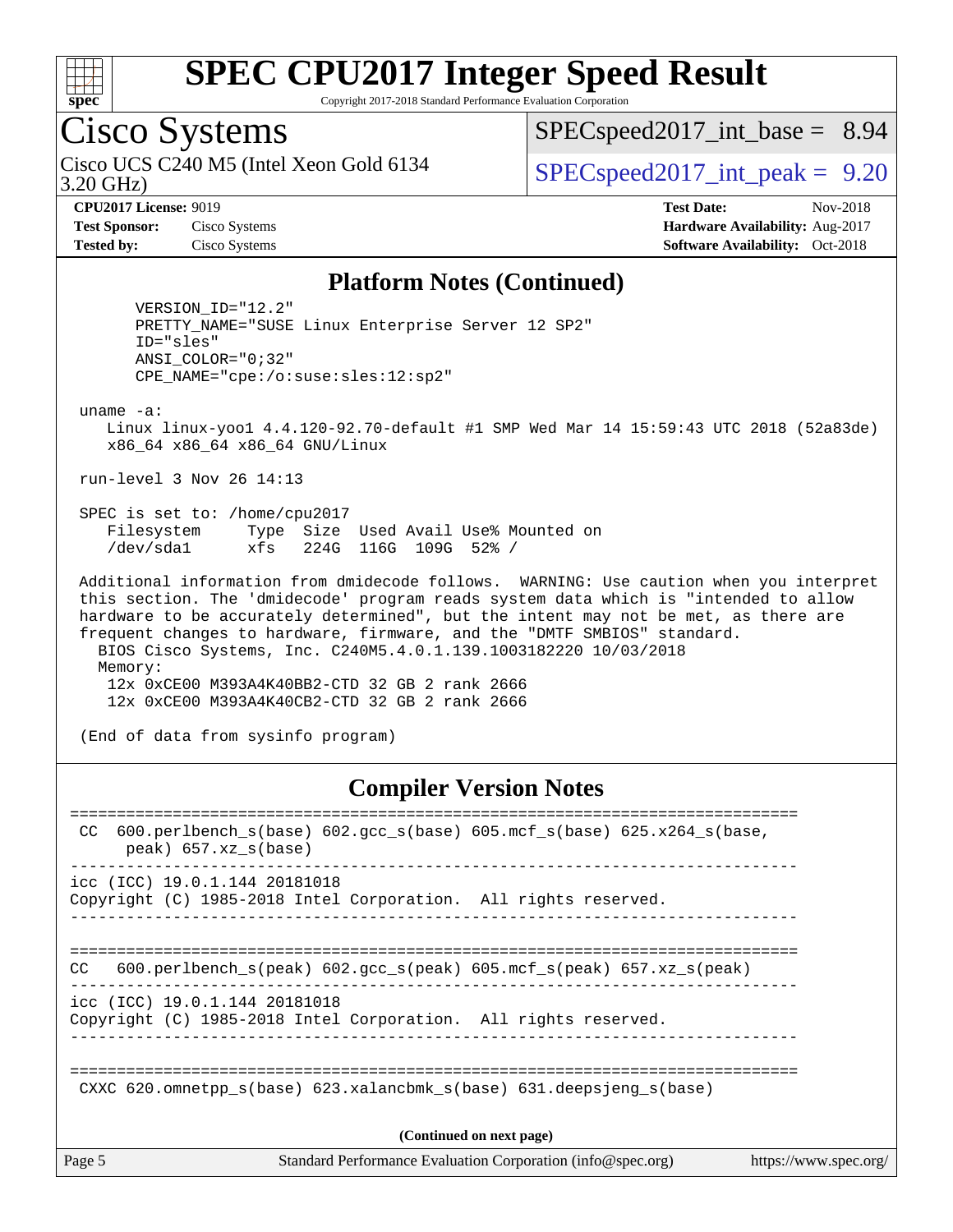# SPEC CPU2017 Integer Speed Result

Copyright 2017-2018 Standard Performance Evaluation Corporation

## Cisco Systems

Cisco UCS C240 M5 (Intel Xeon Gold 6134 3.20 GHz)

SPECspeed2017_int_base = 8.94

SPECspeed2017_int_peak = 9.20

**CPU2017 License:** 9019
**Test Sponsor:** Cisco Systems
**Tested by:** Cisco Systems

**Test Date:** Nov-2018
**Hardware Availability:** Aug-2017
**Software Availability:** Oct-2018

### Platform Notes (Continued)

```
      VERSION_ID="12.2"
      PRETTY_NAME="SUSE Linux Enterprise Server 12 SP2"
      ID="sles"
      ANSI_COLOR="0;32"
      CPE_NAME="cpe:/o:suse:sles:12:sp2"

 uname -a:
    Linux linux-yoo1 4.4.120-92.70-default #1 SMP Wed Mar 14 15:59:43 UTC 2018 (52a83de)
    x86_64 x86_64 x86_64 GNU/Linux

 run-level 3 Nov 26 14:13

 SPEC is set to: /home/cpu2017
    Filesystem     Type  Size  Used Avail Use% Mounted on
    /dev/sda1      xfs   224G  116G  109G  52% /

 Additional information from dmidecode follows.  WARNING: Use caution when you interpret
 this section. The 'dmidecode' program reads system data which is "intended to allow
 hardware to be accurately determined", but the intent may not be met, as there are
 frequent changes to hardware, firmware, and the "DMTF SMBIOS" standard.
   BIOS Cisco Systems, Inc. C240M5.4.0.1.139.1003182220 10/03/2018
   Memory:
    12x 0xCE00 M393A4K40BB2-CTD 32 GB 2 rank 2666
    12x 0xCE00 M393A4K40CB2-CTD 32 GB 2 rank 2666

 (End of data from sysinfo program)
```

### Compiler Version Notes

```
==============================================================================
 CC  600.perlbench_s(base) 602.gcc_s(base) 605.mcf_s(base) 625.x264_s(base,
      peak) 657.xz_s(base)
------------------------------------------------------------------------------
icc (ICC) 19.0.1.144 20181018
Copyright (C) 1985-2018 Intel Corporation.  All rights reserved.
------------------------------------------------------------------------------

==============================================================================
CC   600.perlbench_s(peak) 602.gcc_s(peak) 605.mcf_s(peak) 657.xz_s(peak)
------------------------------------------------------------------------------
icc (ICC) 19.0.1.144 20181018
Copyright (C) 1985-2018 Intel Corporation.  All rights reserved.
------------------------------------------------------------------------------

==============================================================================
 CXXC 620.omnetpp_s(base) 623.xalancbmk_s(base) 631.deepsjeng_s(base)
```

(Continued on next page)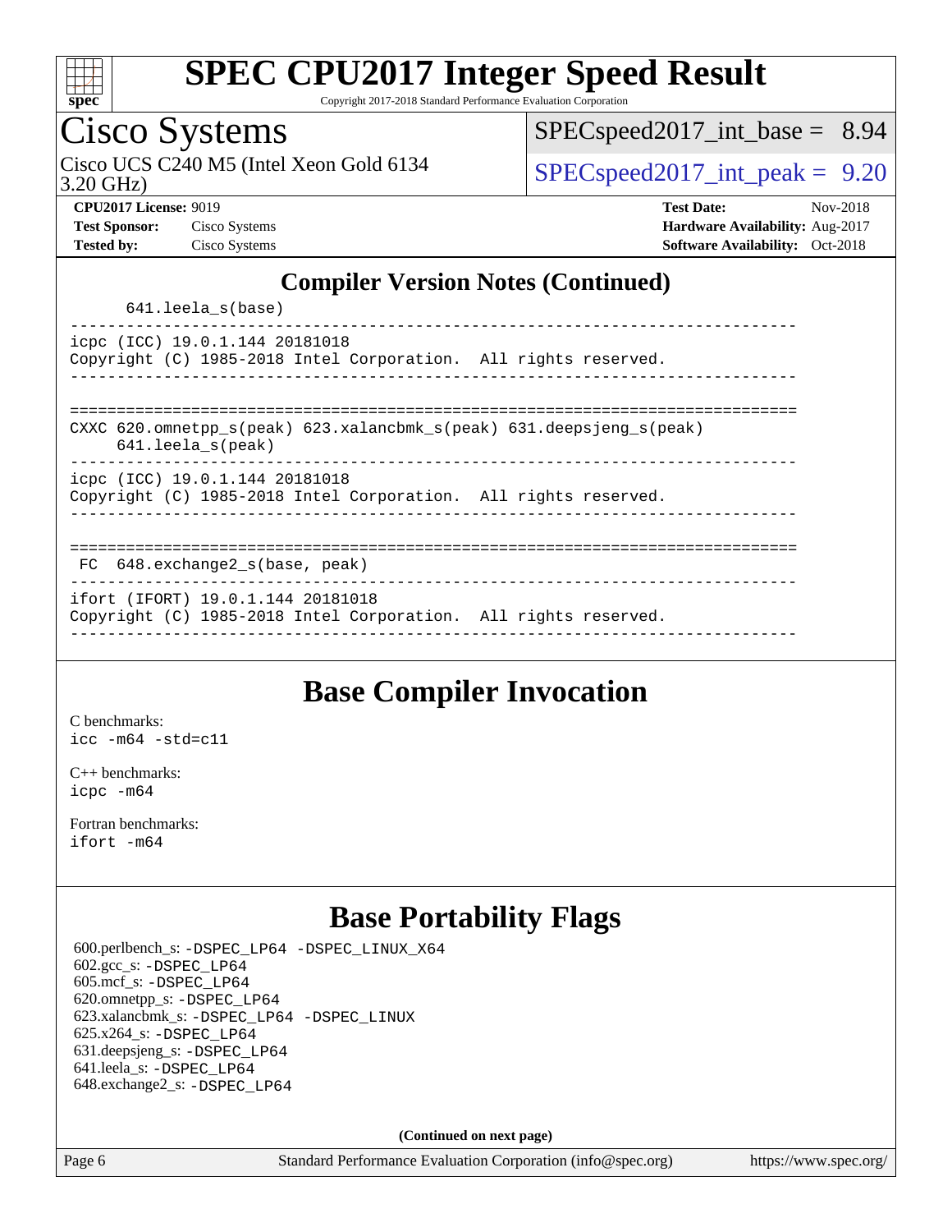## Compiler Version Notes (Continued)

```
      641.leela_s(base)
------------------------------------------------------------------------------
icpc (ICC) 19.0.1.144 20181018
Copyright (C) 1985-2018 Intel Corporation.  All rights reserved.
------------------------------------------------------------------------------

==============================================================================
CXXC 620.omnetpp_s(peak) 623.xalancbmk_s(peak) 631.deepsjeng_s(peak)
     641.leela_s(peak)
------------------------------------------------------------------------------
icpc (ICC) 19.0.1.144 20181018
Copyright (C) 1985-2018 Intel Corporation.  All rights reserved.
------------------------------------------------------------------------------

==============================================================================
 FC  648.exchange2_s(base, peak)
------------------------------------------------------------------------------
ifort (IFORT) 19.0.1.144 20181018
Copyright (C) 1985-2018 Intel Corporation.  All rights reserved.
------------------------------------------------------------------------------
```

## Base Compiler Invocation

C benchmarks:
`icc -m64 -std=c11`

C++ benchmarks:
`icpc -m64`

Fortran benchmarks:
`ifort -m64`

## Base Portability Flags

600.perlbench_s: -DSPEC_LP64 -DSPEC_LINUX_X64
602.gcc_s: -DSPEC_LP64
605.mcf_s: -DSPEC_LP64
620.omnetpp_s: -DSPEC_LP64
623.xalancbmk_s: -DSPEC_LP64 -DSPEC_LINUX
625.x264_s: -DSPEC_LP64
631.deepsjeng_s: -DSPEC_LP64
641.leela_s: -DSPEC_LP64
648.exchange2_s: -DSPEC_LP64

**(Continued on next page)**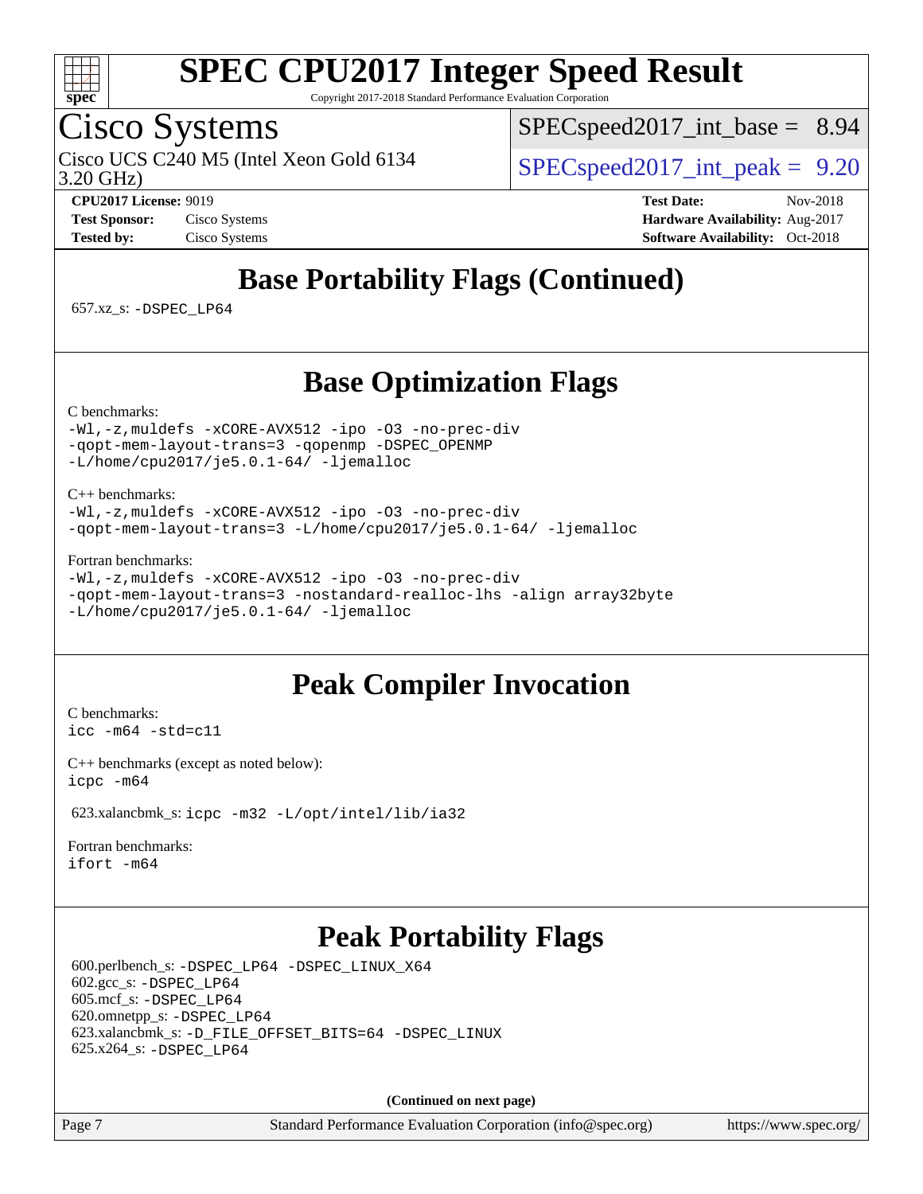# Base Portability Flags (Continued)

657.xz_s: `-DSPEC_LP64`

# Base Optimization Flags

C benchmarks:
```
-Wl,-z,muldefs -xCORE-AVX512 -ipo -O3 -no-prec-div
-qopt-mem-layout-trans=3 -qopenmp -DSPEC_OPENMP
-L/home/cpu2017/je5.0.1-64/ -ljemalloc
```

C++ benchmarks:
```
-Wl,-z,muldefs -xCORE-AVX512 -ipo -O3 -no-prec-div
-qopt-mem-layout-trans=3 -L/home/cpu2017/je5.0.1-64/ -ljemalloc
```

Fortran benchmarks:
```
-Wl,-z,muldefs -xCORE-AVX512 -ipo -O3 -no-prec-div
-qopt-mem-layout-trans=3 -nostandard-realloc-lhs -align array32byte
-L/home/cpu2017/je5.0.1-64/ -ljemalloc
```

# Peak Compiler Invocation

C benchmarks:
`icc -m64 -std=c11`

C++ benchmarks (except as noted below):
`icpc -m64`

623.xalancbmk_s: `icpc -m32 -L/opt/intel/lib/ia32`

Fortran benchmarks:
`ifort -m64`

# Peak Portability Flags

600.perlbench_s: `-DSPEC_LP64 -DSPEC_LINUX_X64`
602.gcc_s: `-DSPEC_LP64`
605.mcf_s: `-DSPEC_LP64`
620.omnetpp_s: `-DSPEC_LP64`
623.xalancbmk_s: `-D_FILE_OFFSET_BITS=64 -DSPEC_LINUX`
625.x264_s: `-DSPEC_LP64`

**(Continued on next page)**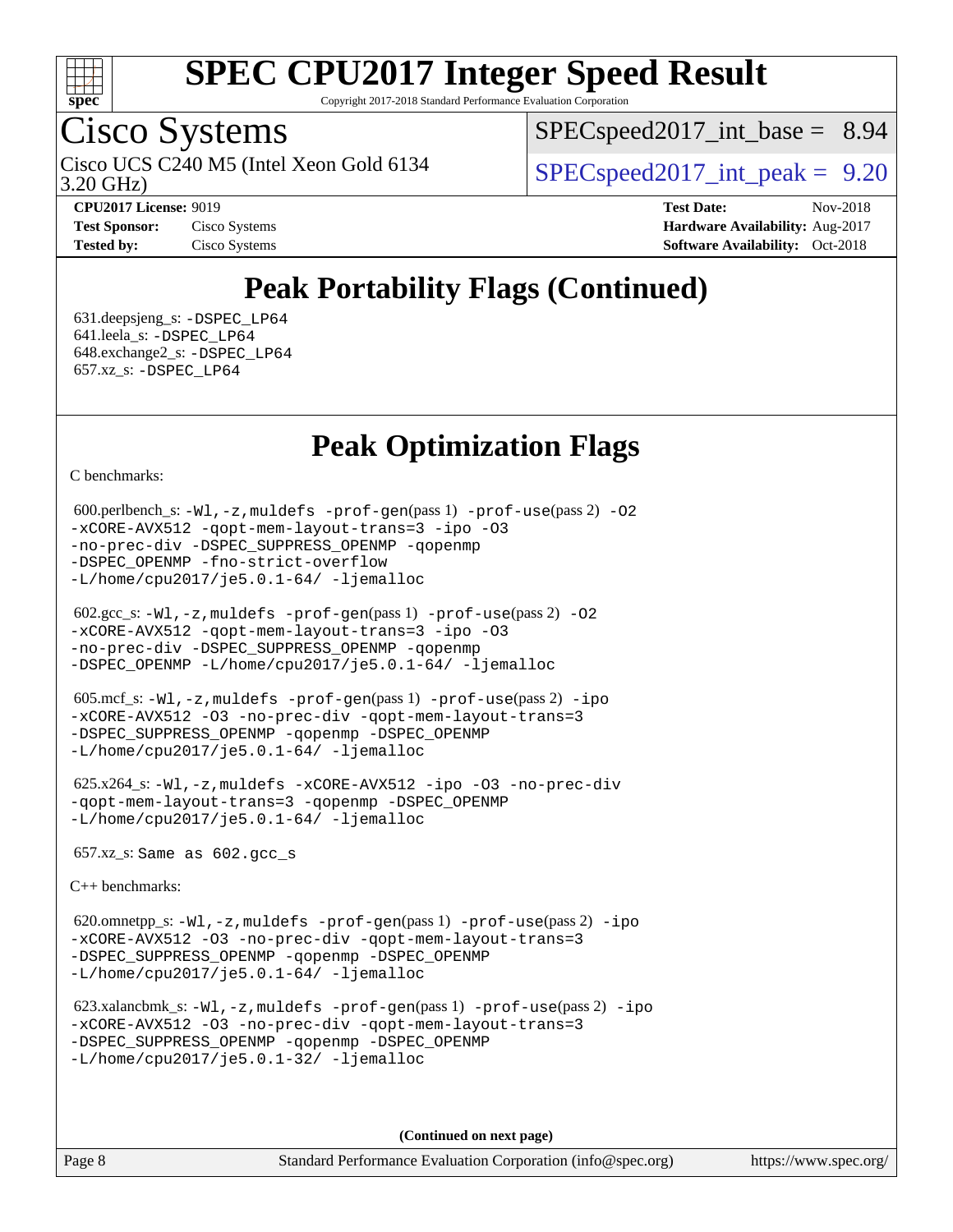# Peak Portability Flags (Continued)

631.deepsjeng_s: -DSPEC_LP64
641.leela_s: -DSPEC_LP64
648.exchange2_s: -DSPEC_LP64
657.xz_s: -DSPEC_LP64

# Peak Optimization Flags

C benchmarks:

600.perlbench_s: -Wl,-z,muldefs -prof-gen(pass 1) -prof-use(pass 2) -O2 -xCORE-AVX512 -qopt-mem-layout-trans=3 -ipo -O3 -no-prec-div -DSPEC_SUPPRESS_OPENMP -qopenmp -DSPEC_OPENMP -fno-strict-overflow -L/home/cpu2017/je5.0.1-64/ -ljemalloc

602.gcc_s: -Wl,-z,muldefs -prof-gen(pass 1) -prof-use(pass 2) -O2 -xCORE-AVX512 -qopt-mem-layout-trans=3 -ipo -O3 -no-prec-div -DSPEC_SUPPRESS_OPENMP -qopenmp -DSPEC_OPENMP -L/home/cpu2017/je5.0.1-64/ -ljemalloc

605.mcf_s: -Wl,-z,muldefs -prof-gen(pass 1) -prof-use(pass 2) -ipo -xCORE-AVX512 -O3 -no-prec-div -qopt-mem-layout-trans=3 -DSPEC_SUPPRESS_OPENMP -qopenmp -DSPEC_OPENMP -L/home/cpu2017/je5.0.1-64/ -ljemalloc

625.x264_s: -Wl,-z,muldefs -xCORE-AVX512 -ipo -O3 -no-prec-div -qopt-mem-layout-trans=3 -qopenmp -DSPEC_OPENMP -L/home/cpu2017/je5.0.1-64/ -ljemalloc

657.xz_s: Same as 602.gcc_s

C++ benchmarks:

620.omnetpp_s: -Wl,-z,muldefs -prof-gen(pass 1) -prof-use(pass 2) -ipo -xCORE-AVX512 -O3 -no-prec-div -qopt-mem-layout-trans=3 -DSPEC_SUPPRESS_OPENMP -qopenmp -DSPEC_OPENMP -L/home/cpu2017/je5.0.1-64/ -ljemalloc

623.xalancbmk_s: -Wl,-z,muldefs -prof-gen(pass 1) -prof-use(pass 2) -ipo -xCORE-AVX512 -O3 -no-prec-div -qopt-mem-layout-trans=3 -DSPEC_SUPPRESS_OPENMP -qopenmp -DSPEC_OPENMP -L/home/cpu2017/je5.0.1-32/ -ljemalloc

(Continued on next page)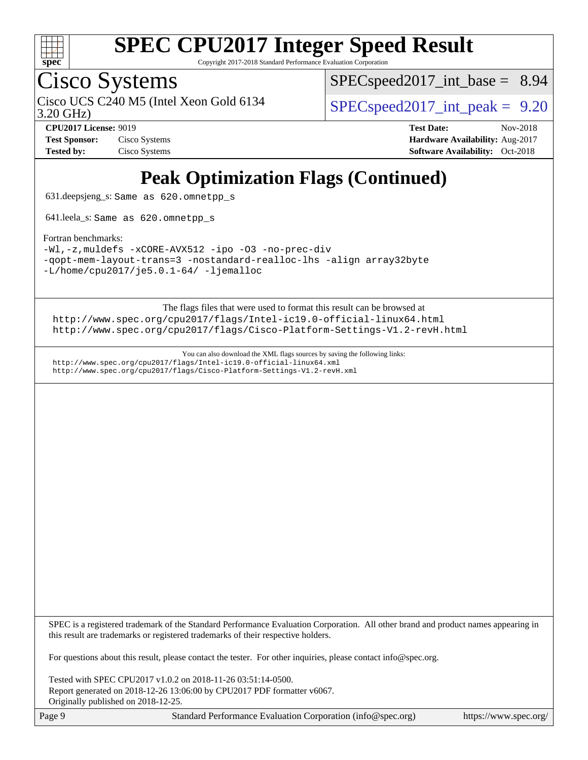# SPEC CPU2017 Integer Speed Result

Copyright 2017-2018 Standard Performance Evaluation Corporation

## Cisco Systems

Cisco UCS C240 M5 (Intel Xeon Gold 6134 3.20 GHz)

SPECspeed2017_int_base = 8.94

SPECspeed2017_int_peak = 9.20

**CPU2017 License:** 9019
**Test Sponsor:** Cisco Systems
**Tested by:** Cisco Systems

**Test Date:** Nov-2018
**Hardware Availability:** Aug-2017
**Software Availability:** Oct-2018

# Peak Optimization Flags (Continued)

631.deepsjeng_s: `Same as 620.omnetpp_s`

641.leela_s: `Same as 620.omnetpp_s`

Fortran benchmarks:

```
-Wl,-z,muldefs -xCORE-AVX512 -ipo -O3 -no-prec-div
-qopt-mem-layout-trans=3 -nostandard-realloc-lhs -align array32byte
-L/home/cpu2017/je5.0.1-64/ -ljemalloc
```

The flags files that were used to format this result can be browsed at

http://www.spec.org/cpu2017/flags/Intel-ic19.0-official-linux64.html
http://www.spec.org/cpu2017/flags/Cisco-Platform-Settings-V1.2-revH.html

You can also download the XML flags sources by saving the following links:

http://www.spec.org/cpu2017/flags/Intel-ic19.0-official-linux64.xml
http://www.spec.org/cpu2017/flags/Cisco-Platform-Settings-V1.2-revH.xml

SPEC is a registered trademark of the Standard Performance Evaluation Corporation. All other brand and product names appearing in this result are trademarks or registered trademarks of their respective holders.

For questions about this result, please contact the tester. For other inquiries, please contact info@spec.org.

Tested with SPEC CPU2017 v1.0.2 on 2018-11-26 03:51:14-0500.
Report generated on 2018-12-26 13:06:00 by CPU2017 PDF formatter v6067.
Originally published on 2018-12-25.